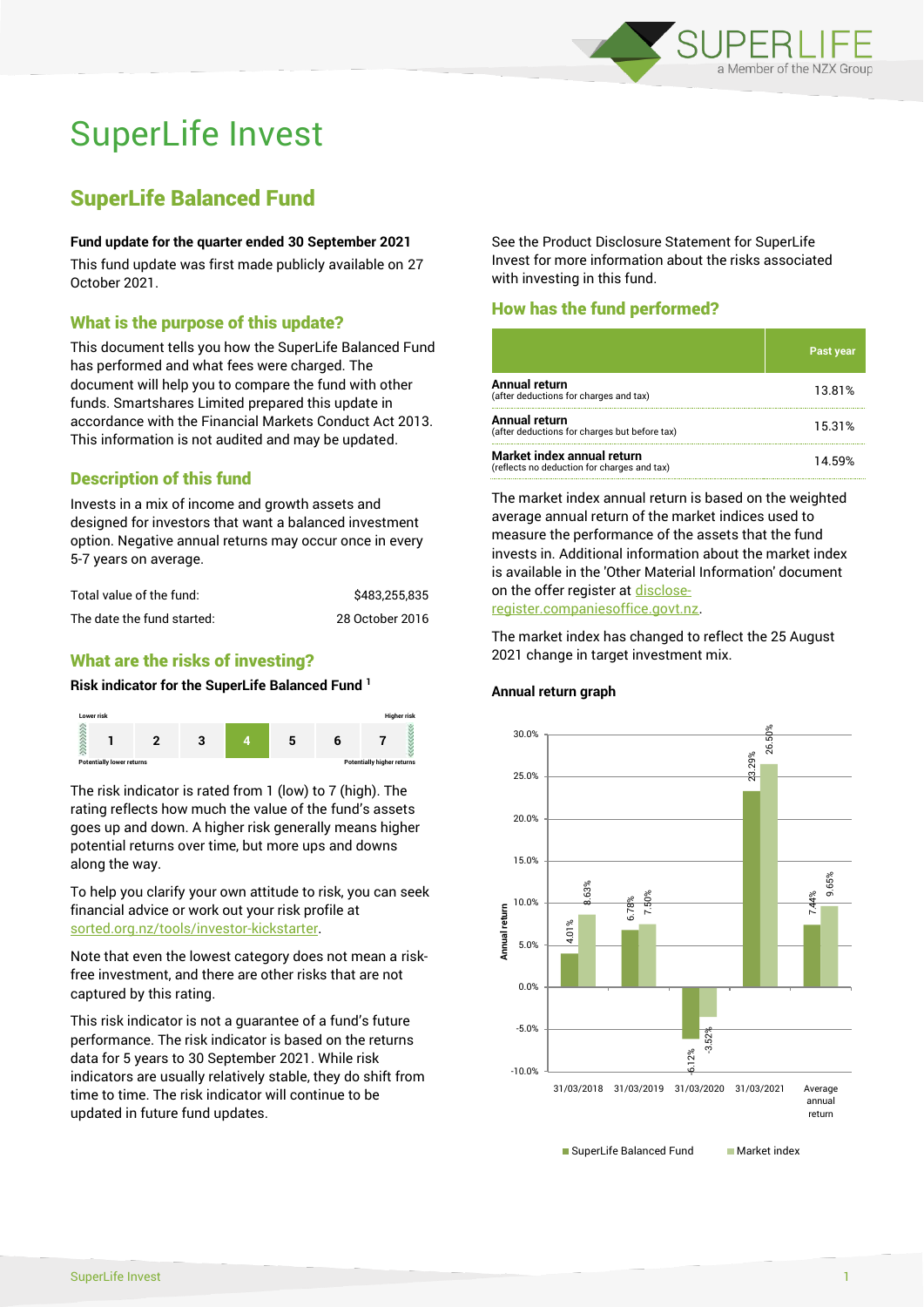# SuperLife Invest

## SuperLife Balanced Fund

**Fund update for the quarter ended 30 September 2021**

This fund update was first made publicly available on 27 October 2021.

### What is the purpose of this update?

This document tells you how the SuperLife Balanced Fund has performed and what fees were charged. The document will help you to compare the fund with other funds. Smartshares Limited prepared this update in accordance with the Financial Markets Conduct Act 2013. This information is not audited and may be updated.

### Description of this fund

Invests in a mix of income and growth assets and designed for investors that want a balanced investment option. Negative annual returns may occur once in every 5-7 years on average.

| | |
|---|---|
| Total value of the fund: | $483,255,835 |
| The date the fund started: | 28 October 2016 |

### What are the risks of investing?

**Risk indicator for the SuperLife Balanced Fund [1]**

| Lower risk | | | | | | Higher risk |
|---|---|---|---|---|---|---|
| 1 | 2 | 3 | **4** | 5 | 6 | 7 |
| Potentially lower returns | | | | | | Potentially higher returns |

The risk indicator is rated from 1 (low) to 7 (high). The rating reflects how much the value of the fund's assets goes up and down. A higher risk generally means higher potential returns over time, but more ups and downs along the way.

To help you clarify your own attitude to risk, you can seek financial advice or work out your risk profile at sorted.org.nz/tools/investor-kickstarter.

Note that even the lowest category does not mean a risk-free investment, and there are other risks that are not captured by this rating.

This risk indicator is not a guarantee of a fund's future performance. The risk indicator is based on the returns data for 5 years to 30 September 2021. While risk indicators are usually relatively stable, they do shift from time to time. The risk indicator will continue to be updated in future fund updates.

See the Product Disclosure Statement for SuperLife Invest for more information about the risks associated with investing in this fund.

### How has the fund performed?

| | Past year |
|---|---|
| **Annual return** (after deductions for charges and tax) | 13.81% |
| **Annual return** (after deductions for charges but before tax) | 15.31% |
| **Market index annual return** (reflects no deduction for charges and tax) | 14.59% |

The market index annual return is based on the weighted average annual return of the market indices used to measure the performance of the assets that the fund invests in. Additional information about the market index is available in the 'Other Material Information' document on the offer register at disclose-register.companiesoffice.govt.nz.

The market index has changed to reflect the 25 August 2021 change in target investment mix.

**Annual return graph**

| | SuperLife Balanced Fund | Market index |
|---|---|---|
| 31/03/2018 | 4.01% | 8.63% |
| 31/03/2019 | 6.78% | 7.50% |
| 31/03/2020 | -6.12% | -3.52% |
| 31/03/2021 | 23.29% | 26.50% |
| Average annual return | 7.44% | 9.65% |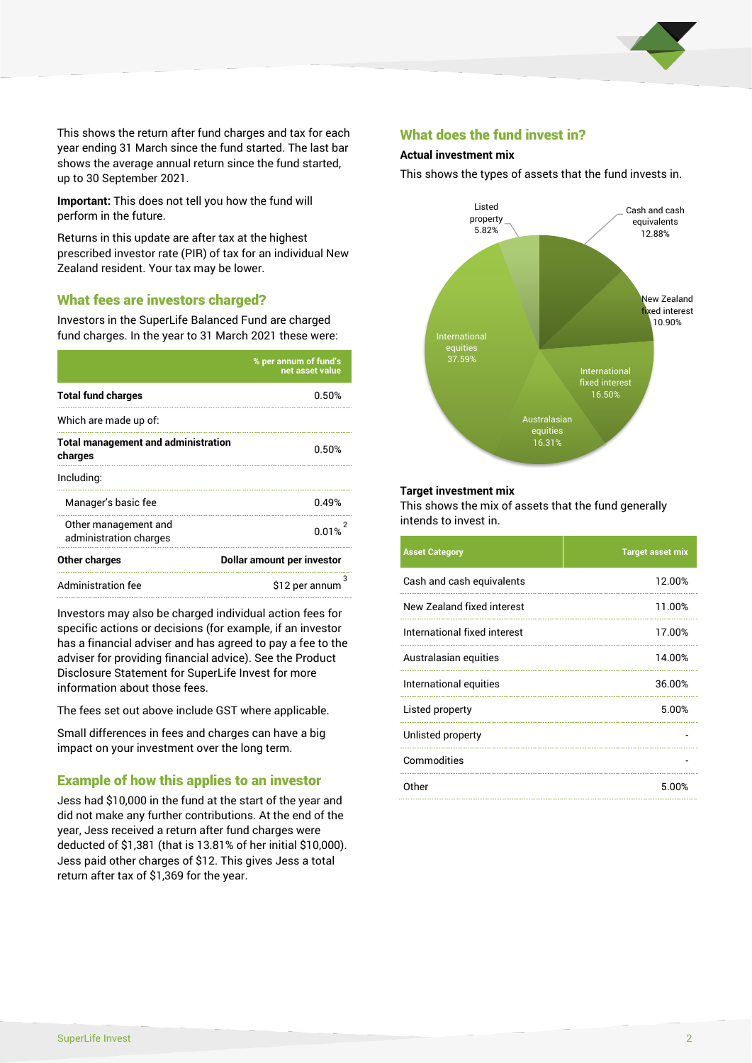This shows the return after fund charges and tax for each year ending 31 March since the fund started. The last bar shows the average annual return since the fund started, up to 30 September 2021.

**Important:** This does not tell you how the fund will perform in the future.

Returns in this update are after tax at the highest prescribed investor rate (PIR) of tax for an individual New Zealand resident. Your tax may be lower.

## What fees are investors charged?

Investors in the SuperLife Balanced Fund are charged fund charges. In the year to 31 March 2021 these were:

| | % per annum of fund's net asset value |
|---|---|
| **Total fund charges** | 0.50% |
| Which are made up of: | |
| **Total management and administration charges** | 0.50% |
| Including: | |
| Manager's basic fee | 0.49% |
| Other management and administration charges | 0.01% [2] |
| **Other charges** | **Dollar amount per investor** |
| Administration fee | $12 per annum [3] |

Investors may also be charged individual action fees for specific actions or decisions (for example, if an investor has a financial adviser and has agreed to pay a fee to the adviser for providing financial advice). See the Product Disclosure Statement for SuperLife Invest for more information about those fees.

The fees set out above include GST where applicable.

Small differences in fees and charges can have a big impact on your investment over the long term.

## Example of how this applies to an investor

Jess had $10,000 in the fund at the start of the year and did not make any further contributions. At the end of the year, Jess received a return after fund charges were deducted of $1,381 (that is 13.81% of her initial $10,000). Jess paid other charges of $12. This gives Jess a total return after tax of $1,369 for the year.

## What does the fund invest in?

### Actual investment mix

This shows the types of assets that the fund invests in.

- Cash and cash equivalents 12.88%
- New Zealand fixed interest 10.90%
- International fixed interest 16.50%
- Australasian equities 16.31%
- International equities 37.59%
- Listed property 5.82%

### Target investment mix

This shows the mix of assets that the fund generally intends to invest in.

| Asset Category | Target asset mix |
|---|---|
| Cash and cash equivalents | 12.00% |
| New Zealand fixed interest | 11.00% |
| International fixed interest | 17.00% |
| Australasian equities | 14.00% |
| International equities | 36.00% |
| Listed property | 5.00% |
| Unlisted property | - |
| Commodities | - |
| Other | 5.00% |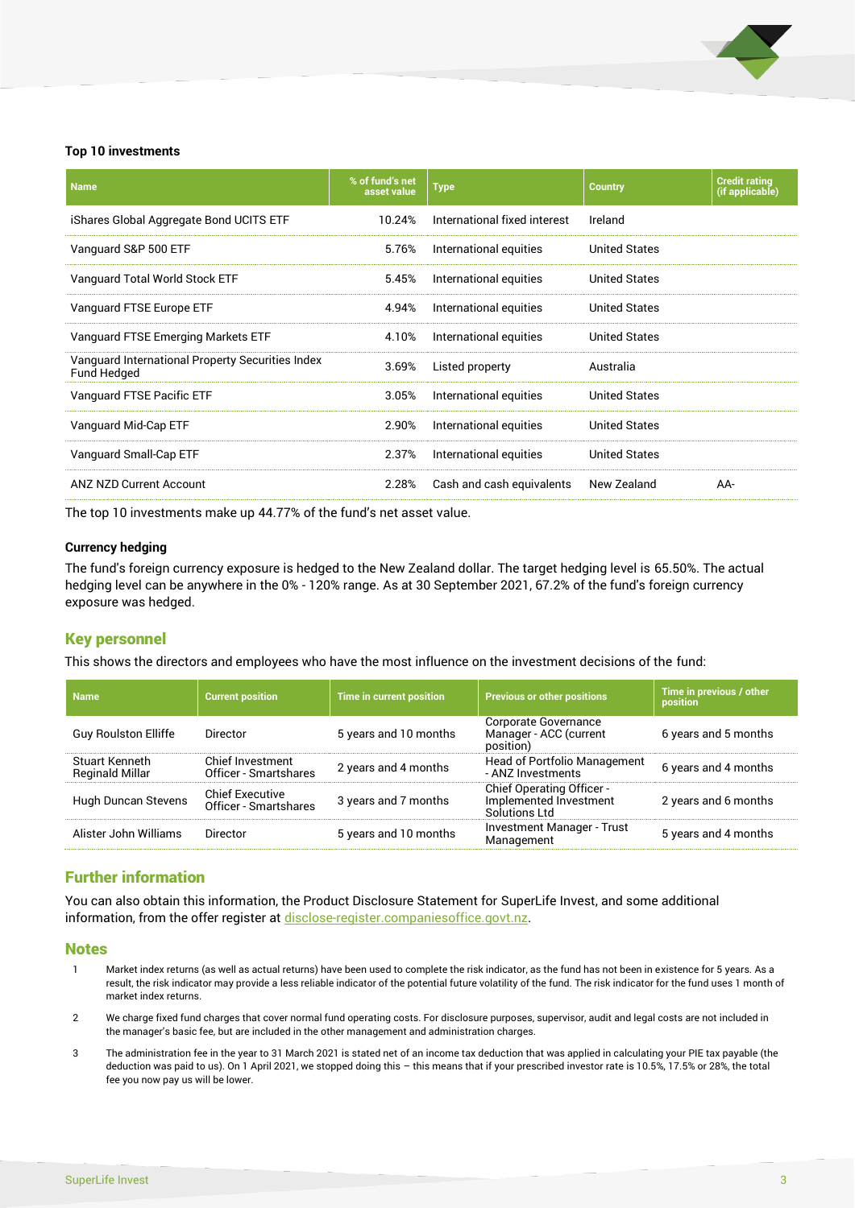### Top 10 investments

| Name | % of fund's net asset value | Type | Country | Credit rating (if applicable) |
|---|---|---|---|---|
| iShares Global Aggregate Bond UCITS ETF | 10.24% | International fixed interest | Ireland | |
| Vanguard S&P 500 ETF | 5.76% | International equities | United States | |
| Vanguard Total World Stock ETF | 5.45% | International equities | United States | |
| Vanguard FTSE Europe ETF | 4.94% | International equities | United States | |
| Vanguard FTSE Emerging Markets ETF | 4.10% | International equities | United States | |
| Vanguard International Property Securities Index Fund Hedged | 3.69% | Listed property | Australia | |
| Vanguard FTSE Pacific ETF | 3.05% | International equities | United States | |
| Vanguard Mid-Cap ETF | 2.90% | International equities | United States | |
| Vanguard Small-Cap ETF | 2.37% | International equities | United States | |
| ANZ NZD Current Account | 2.28% | Cash and cash equivalents | New Zealand | AA- |

The top 10 investments make up 44.77% of the fund's net asset value.

### Currency hedging

The fund's foreign currency exposure is hedged to the New Zealand dollar. The target hedging level is 65.50%. The actual hedging level can be anywhere in the 0% - 120% range. As at 30 September 2021, 67.2% of the fund's foreign currency exposure was hedged.

## Key personnel

This shows the directors and employees who have the most influence on the investment decisions of the fund:

| Name | Current position | Time in current position | Previous or other positions | Time in previous / other position |
|---|---|---|---|---|
| Guy Roulston Elliffe | Director | 5 years and 10 months | Corporate Governance Manager - ACC (current position) | 6 years and 5 months |
| Stuart Kenneth Reginald Millar | Chief Investment Officer - Smartshares | 2 years and 4 months | Head of Portfolio Management - ANZ Investments | 6 years and 4 months |
| Hugh Duncan Stevens | Chief Executive Officer - Smartshares | 3 years and 7 months | Chief Operating Officer - Implemented Investment Solutions Ltd | 2 years and 6 months |
| Alister John Williams | Director | 5 years and 10 months | Investment Manager - Trust Management | 5 years and 4 months |

## Further information

You can also obtain this information, the Product Disclosure Statement for SuperLife Invest, and some additional information, from the offer register at disclose-register.companiesoffice.govt.nz.

## Notes

1. Market index returns (as well as actual returns) have been used to complete the risk indicator, as the fund has not been in existence for 5 years. As a result, the risk indicator may provide a less reliable indicator of the potential future volatility of the fund. The risk indicator for the fund uses 1 month of market index returns.
2. We charge fixed fund charges that cover normal fund operating costs. For disclosure purposes, supervisor, audit and legal costs are not included in the manager's basic fee, but are included in the other management and administration charges.
3. The administration fee in the year to 31 March 2021 is stated net of an income tax deduction that was applied in calculating your PIE tax payable (the deduction was paid to us). On 1 April 2021, we stopped doing this – this means that if your prescribed investor rate is 10.5%, 17.5% or 28%, the total fee you now pay us will be lower.